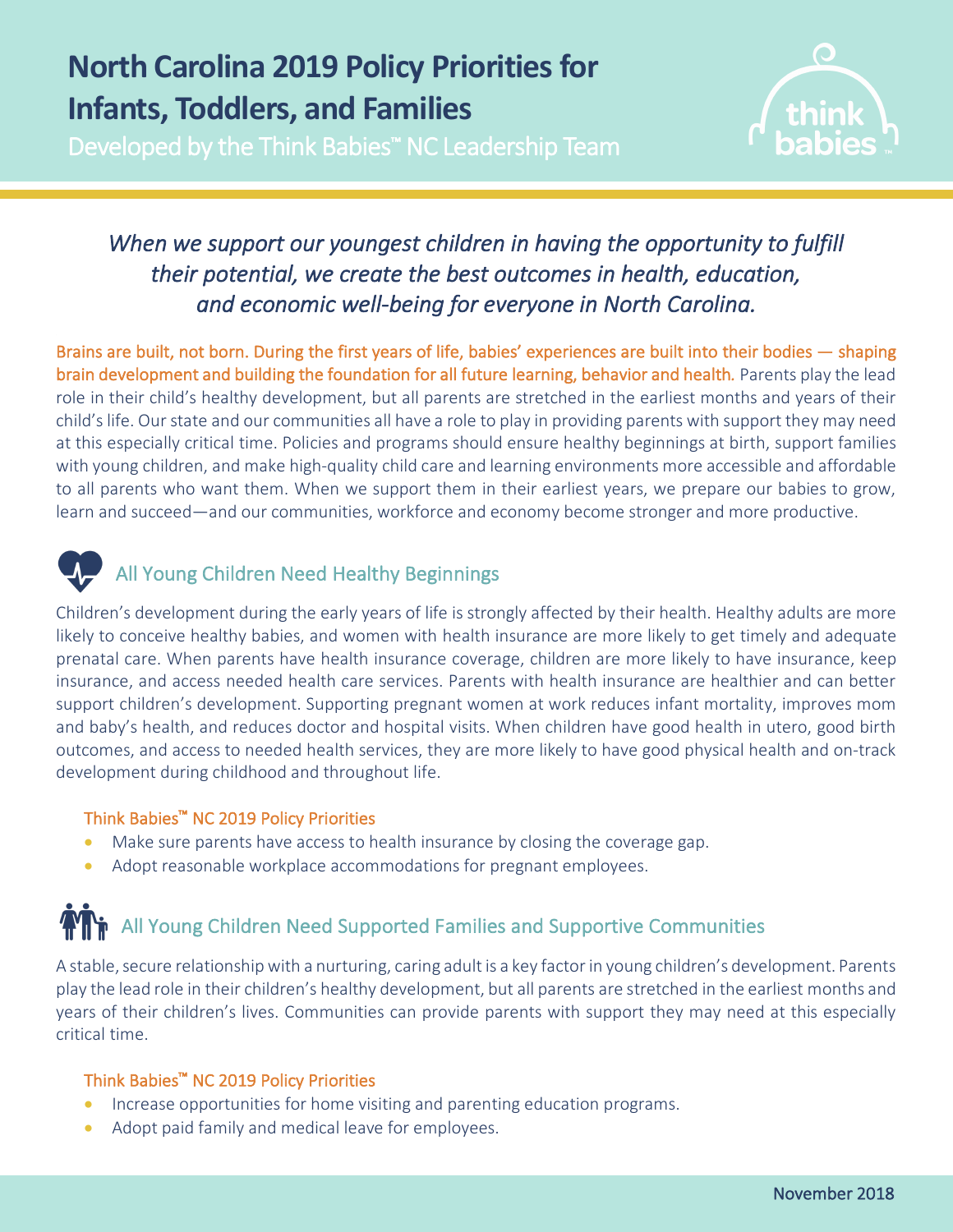# North Carolina 2019 Policy Priorities for Infants, Toddlers, and Families

Developed by the Think Babies™ NC Leadership Team

*When we support our youngest children in having the opportunity to fulfill their potential, we create the best outcomes in health, education, and economic well-being for everyone in North Carolina.*

**Brains are built, not born. During the first years of life, babies' experiences are built into their bodies — shaping brain development and building the foundation for all future learning, behavior and health.** Parents play the lead role in their child's healthy development, but all parents are stretched in the earliest months and years of their child's life. Our state and our communities all have a role to play in providing parents with support they may need at this especially critical time. Policies and programs should ensure healthy beginnings at birth, support families with young children, and make high-quality child care and learning environments more accessible and affordable to all parents who want them. When we support them in their earliest years, we prepare our babies to grow, learn and succeed—and our communities, workforce and economy become stronger and more productive.

## All Young Children Need Healthy Beginnings

Children's development during the early years of life is strongly affected by their health. Healthy adults are more likely to conceive healthy babies, and women with health insurance are more likely to get timely and adequate prenatal care. When parents have health insurance coverage, children are more likely to have insurance, keep insurance, and access needed health care services. Parents with health insurance are healthier and can better support children's development. Supporting pregnant women at work reduces infant mortality, improves mom and baby's health, and reduces doctor and hospital visits. When children have good health in utero, good birth outcomes, and access to needed health services, they are more likely to have good physical health and on-track development during childhood and throughout life.

### Think Babies™ NC 2019 Policy Priorities

- Make sure parents have access to health insurance by closing the coverage gap.
- Adopt reasonable workplace accommodations for pregnant employees.

## All Young Children Need Supported Families and Supportive Communities

A stable, secure relationship with a nurturing, caring adult is a key factor in young children's development. Parents play the lead role in their children's healthy development, but all parents are stretched in the earliest months and years of their children's lives. Communities can provide parents with support they may need at this especially critical time.

### Think Babies™ NC 2019 Policy Priorities

- Increase opportunities for home visiting and parenting education programs.
- Adopt paid family and medical leave for employees.

November 2018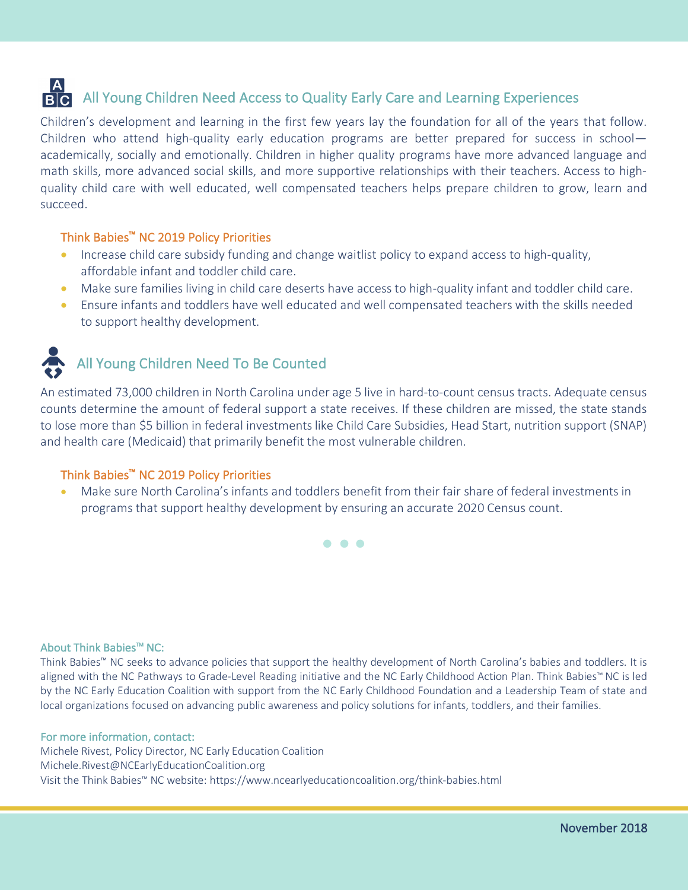## All Young Children Need Access to Quality Early Care and Learning Experiences

Children's development and learning in the first few years lay the foundation for all of the years that follow. Children who attend high-quality early education programs are better prepared for success in school—academically, socially and emotionally. Children in higher quality programs have more advanced language and math skills, more advanced social skills, and more supportive relationships with their teachers. Access to high-quality child care with well educated, well compensated teachers helps prepare children to grow, learn and succeed.

### Think Babies™ NC 2019 Policy Priorities

- Increase child care subsidy funding and change waitlist policy to expand access to high-quality, affordable infant and toddler child care.
- Make sure families living in child care deserts have access to high-quality infant and toddler child care.
- Ensure infants and toddlers have well educated and well compensated teachers with the skills needed to support healthy development.

## All Young Children Need To Be Counted

An estimated 73,000 children in North Carolina under age 5 live in hard-to-count census tracts. Adequate census counts determine the amount of federal support a state receives. If these children are missed, the state stands to lose more than $5 billion in federal investments like Child Care Subsidies, Head Start, nutrition support (SNAP) and health care (Medicaid) that primarily benefit the most vulnerable children.

### Think Babies™ NC 2019 Policy Priorities

- Make sure North Carolina's infants and toddlers benefit from their fair share of federal investments in programs that support healthy development by ensuring an accurate 2020 Census count.

### About Think Babies™ NC:

Think Babies™ NC seeks to advance policies that support the healthy development of North Carolina's babies and toddlers. It is aligned with the NC Pathways to Grade-Level Reading initiative and the NC Early Childhood Action Plan. Think Babies™ NC is led by the NC Early Education Coalition with support from the NC Early Childhood Foundation and a Leadership Team of state and local organizations focused on advancing public awareness and policy solutions for infants, toddlers, and their families.

### For more information, contact:

Michele Rivest, Policy Director, NC Early Education Coalition
Michele.Rivest@NCEarlyEducationCoalition.org
Visit the Think Babies™ NC website: https://www.ncearlyeducationcoalition.org/think-babies.html

November 2018